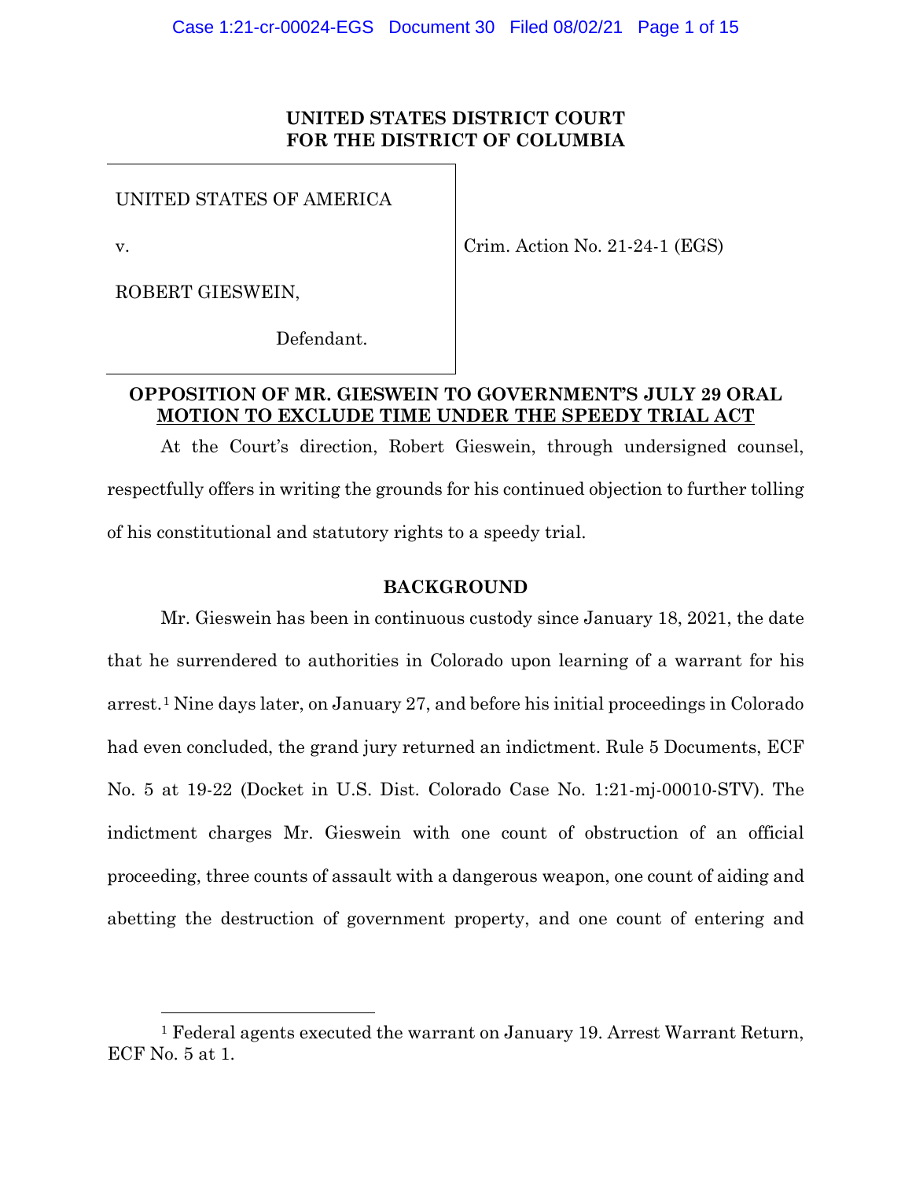**UNITED STATES DISTRICT COURT**
**FOR THE DISTRICT OF COLUMBIA**

| | |
|---|---|
| UNITED STATES OF AMERICA | |
| v. | Crim. Action No. 21-24-1 (EGS) |
| ROBERT GIESWEIN, | |
| Defendant. | |

**OPPOSITION OF MR. GIESWEIN TO GOVERNMENT'S JULY 29 ORAL MOTION TO EXCLUDE TIME UNDER THE SPEEDY TRIAL ACT**

At the Court's direction, Robert Gieswein, through undersigned counsel, respectfully offers in writing the grounds for his continued objection to further tolling of his constitutional and statutory rights to a speedy trial.

## BACKGROUND

Mr. Gieswein has been in continuous custody since January 18, 2021, the date that he surrendered to authorities in Colorado upon learning of a warrant for his arrest.[1] Nine days later, on January 27, and before his initial proceedings in Colorado had even concluded, the grand jury returned an indictment. Rule 5 Documents, ECF No. 5 at 19-22 (Docket in U.S. Dist. Colorado Case No. 1:21-mj-00010-STV). The indictment charges Mr. Gieswein with one count of obstruction of an official proceeding, three counts of assault with a dangerous weapon, one count of aiding and abetting the destruction of government property, and one count of entering and

[1] Federal agents executed the warrant on January 19. Arrest Warrant Return, ECF No. 5 at 1.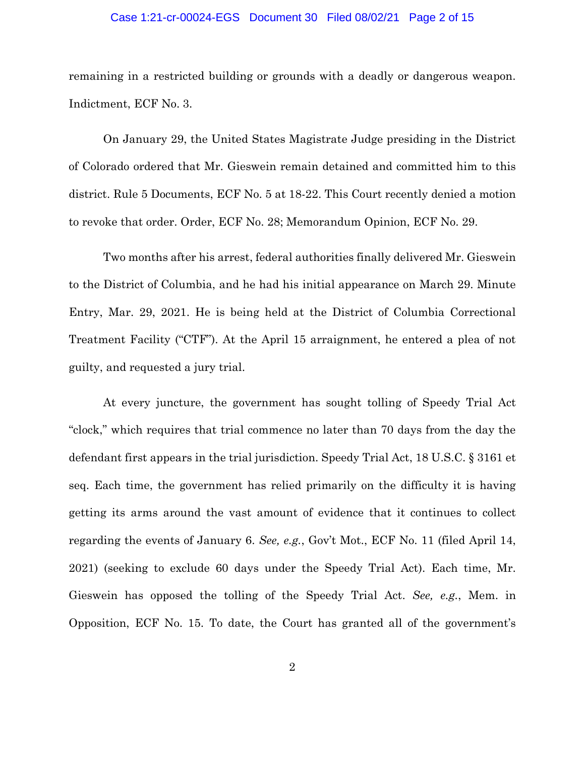remaining in a restricted building or grounds with a deadly or dangerous weapon. Indictment, ECF No. 3.

On January 29, the United States Magistrate Judge presiding in the District of Colorado ordered that Mr. Gieswein remain detained and committed him to this district. Rule 5 Documents, ECF No. 5 at 18-22. This Court recently denied a motion to revoke that order. Order, ECF No. 28; Memorandum Opinion, ECF No. 29.

Two months after his arrest, federal authorities finally delivered Mr. Gieswein to the District of Columbia, and he had his initial appearance on March 29. Minute Entry, Mar. 29, 2021. He is being held at the District of Columbia Correctional Treatment Facility ("CTF"). At the April 15 arraignment, he entered a plea of not guilty, and requested a jury trial.

At every juncture, the government has sought tolling of Speedy Trial Act "clock," which requires that trial commence no later than 70 days from the day the defendant first appears in the trial jurisdiction. Speedy Trial Act, 18 U.S.C. § 3161 et seq. Each time, the government has relied primarily on the difficulty it is having getting its arms around the vast amount of evidence that it continues to collect regarding the events of January 6. *See, e.g.*, Gov't Mot., ECF No. 11 (filed April 14, 2021) (seeking to exclude 60 days under the Speedy Trial Act). Each time, Mr. Gieswein has opposed the tolling of the Speedy Trial Act. *See, e.g.*, Mem. in Opposition, ECF No. 15. To date, the Court has granted all of the government's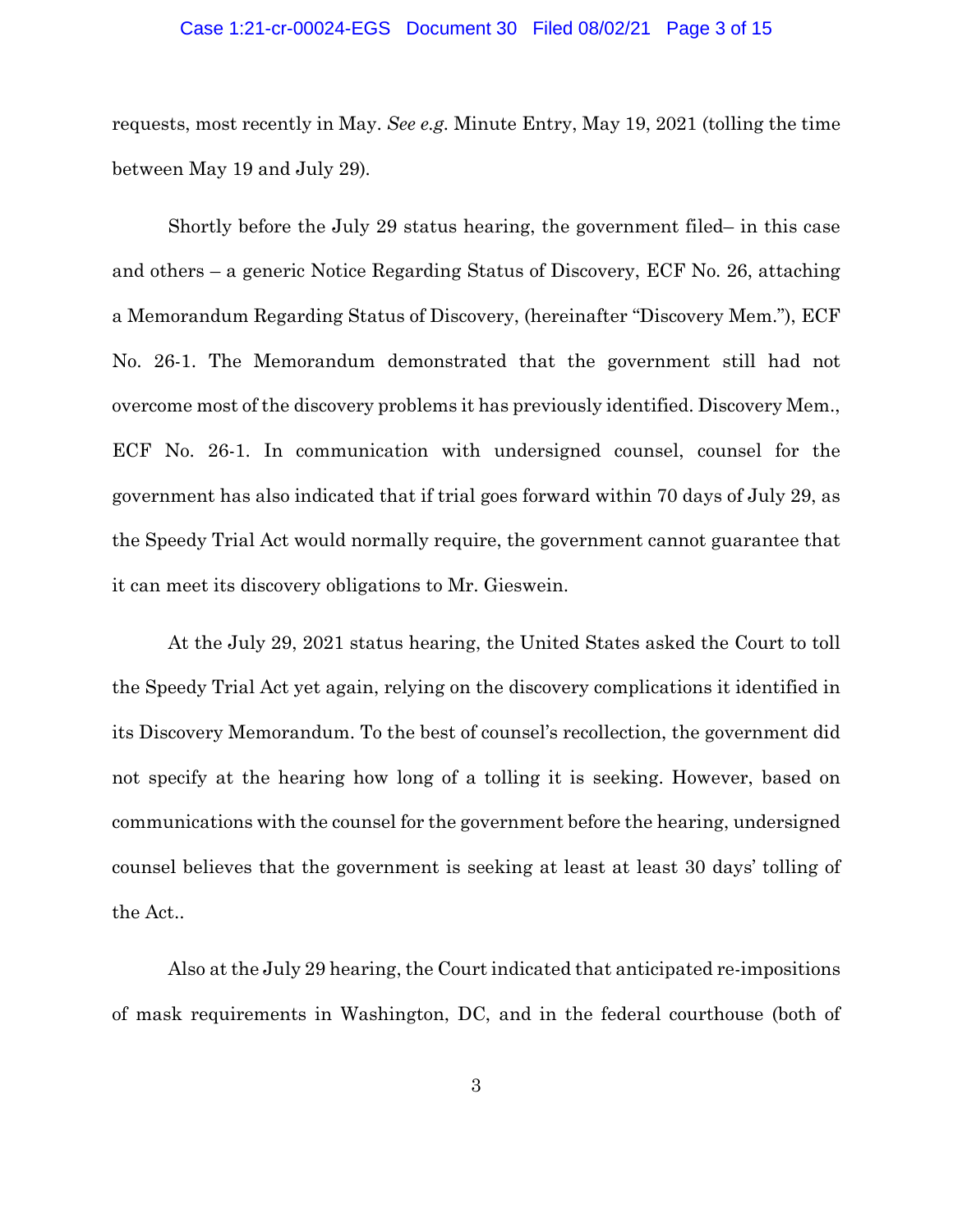requests, most recently in May. *See e.g.* Minute Entry, May 19, 2021 (tolling the time between May 19 and July 29).

Shortly before the July 29 status hearing, the government filed– in this case and others – a generic Notice Regarding Status of Discovery, ECF No. 26, attaching a Memorandum Regarding Status of Discovery, (hereinafter "Discovery Mem."), ECF No. 26-1. The Memorandum demonstrated that the government still had not overcome most of the discovery problems it has previously identified. Discovery Mem., ECF No. 26-1. In communication with undersigned counsel, counsel for the government has also indicated that if trial goes forward within 70 days of July 29, as the Speedy Trial Act would normally require, the government cannot guarantee that it can meet its discovery obligations to Mr. Gieswein.

At the July 29, 2021 status hearing, the United States asked the Court to toll the Speedy Trial Act yet again, relying on the discovery complications it identified in its Discovery Memorandum. To the best of counsel's recollection, the government did not specify at the hearing how long of a tolling it is seeking. However, based on communications with the counsel for the government before the hearing, undersigned counsel believes that the government is seeking at least at least 30 days' tolling of the Act..

Also at the July 29 hearing, the Court indicated that anticipated re-impositions of mask requirements in Washington, DC, and in the federal courthouse (both of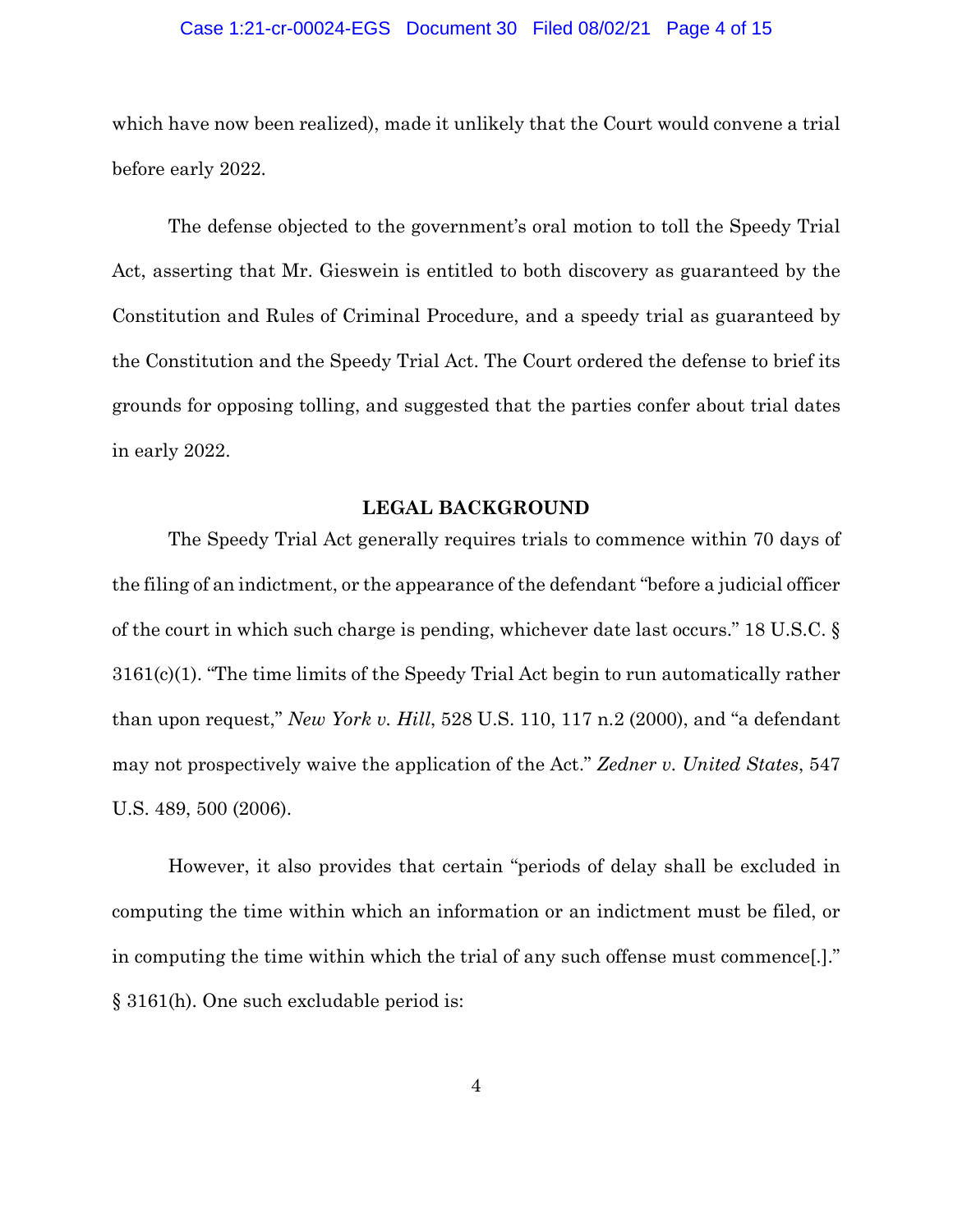which have now been realized), made it unlikely that the Court would convene a trial before early 2022.

The defense objected to the government's oral motion to toll the Speedy Trial Act, asserting that Mr. Gieswein is entitled to both discovery as guaranteed by the Constitution and Rules of Criminal Procedure, and a speedy trial as guaranteed by the Constitution and the Speedy Trial Act. The Court ordered the defense to brief its grounds for opposing tolling, and suggested that the parties confer about trial dates in early 2022.

## LEGAL BACKGROUND

The Speedy Trial Act generally requires trials to commence within 70 days of the filing of an indictment, or the appearance of the defendant "before a judicial officer of the court in which such charge is pending, whichever date last occurs." 18 U.S.C. § 3161(c)(1). "The time limits of the Speedy Trial Act begin to run automatically rather than upon request," *New York v. Hill*, 528 U.S. 110, 117 n.2 (2000), and "a defendant may not prospectively waive the application of the Act." *Zedner v. United States*, 547 U.S. 489, 500 (2006).

However, it also provides that certain "periods of delay shall be excluded in computing the time within which an information or an indictment must be filed, or in computing the time within which the trial of any such offense must commence[.]" § 3161(h). One such excludable period is: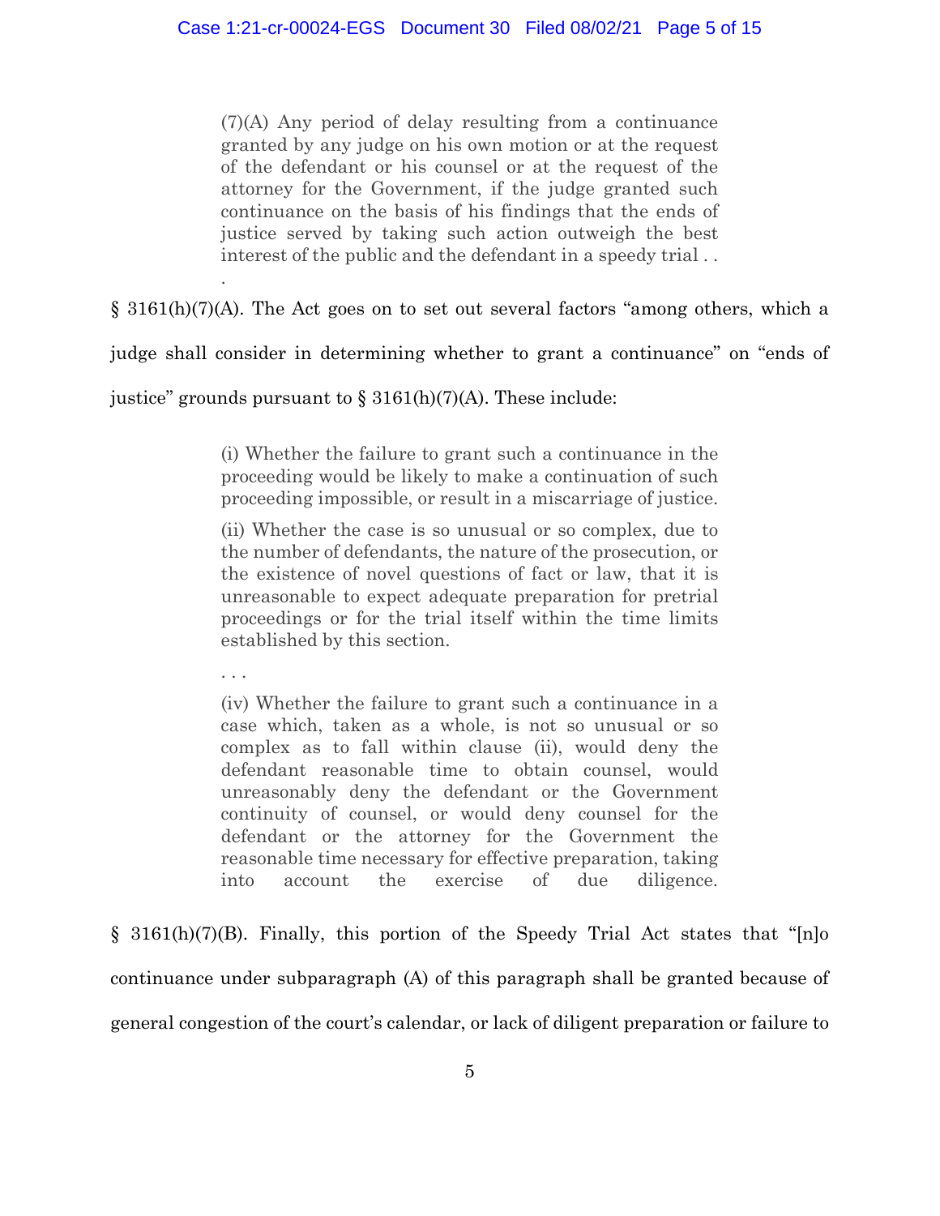> (7)(A) Any period of delay resulting from a continuance granted by any judge on his own motion or at the request of the defendant or his counsel or at the request of the attorney for the Government, if the judge granted such continuance on the basis of his findings that the ends of justice served by taking such action outweigh the best interest of the public and the defendant in a speedy trial . . .

§ 3161(h)(7)(A). The Act goes on to set out several factors "among others, which a judge shall consider in determining whether to grant a continuance" on "ends of justice" grounds pursuant to § 3161(h)(7)(A). These include:

> (i) Whether the failure to grant such a continuance in the proceeding would be likely to make a continuation of such proceeding impossible, or result in a miscarriage of justice.
>
> (ii) Whether the case is so unusual or so complex, due to the number of defendants, the nature of the prosecution, or the existence of novel questions of fact or law, that it is unreasonable to expect adequate preparation for pretrial proceedings or for the trial itself within the time limits established by this section.
>
> . . .
>
> (iv) Whether the failure to grant such a continuance in a case which, taken as a whole, is not so unusual or so complex as to fall within clause (ii), would deny the defendant reasonable time to obtain counsel, would unreasonably deny the defendant or the Government continuity of counsel, or would deny counsel for the defendant or the attorney for the Government the reasonable time necessary for effective preparation, taking into account the exercise of due diligence.

§ 3161(h)(7)(B). Finally, this portion of the Speedy Trial Act states that "[n]o continuance under subparagraph (A) of this paragraph shall be granted because of general congestion of the court's calendar, or lack of diligent preparation or failure to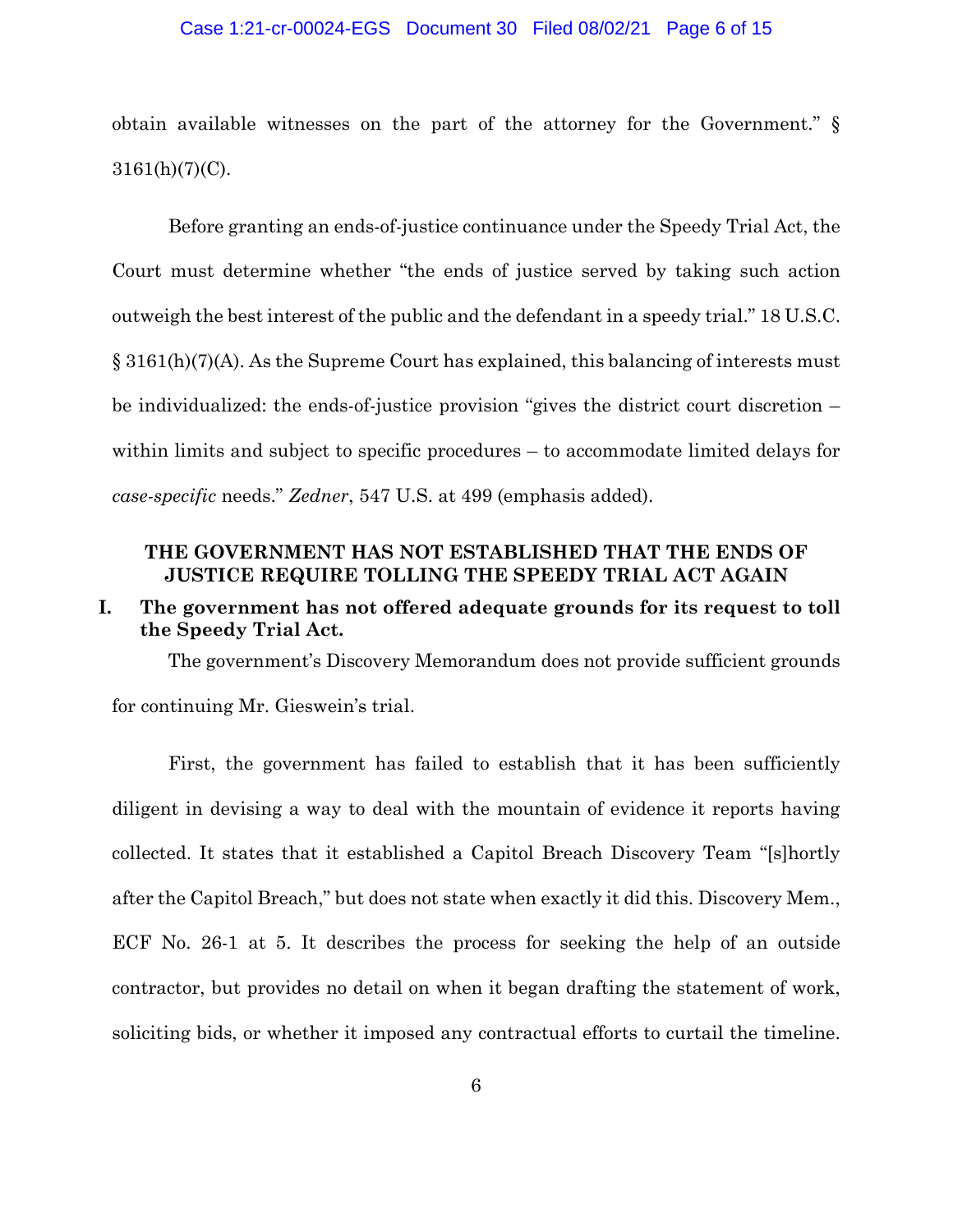obtain available witnesses on the part of the attorney for the Government." § 3161(h)(7)(C).

Before granting an ends-of-justice continuance under the Speedy Trial Act, the Court must determine whether "the ends of justice served by taking such action outweigh the best interest of the public and the defendant in a speedy trial." 18 U.S.C. § 3161(h)(7)(A). As the Supreme Court has explained, this balancing of interests must be individualized: the ends-of-justice provision "gives the district court discretion – within limits and subject to specific procedures – to accommodate limited delays for *case-specific* needs." *Zedner*, 547 U.S. at 499 (emphasis added).

## THE GOVERNMENT HAS NOT ESTABLISHED THAT THE ENDS OF JUSTICE REQUIRE TOLLING THE SPEEDY TRIAL ACT AGAIN

### I. The government has not offered adequate grounds for its request to toll the Speedy Trial Act.

The government's Discovery Memorandum does not provide sufficient grounds for continuing Mr. Gieswein's trial.

First, the government has failed to establish that it has been sufficiently diligent in devising a way to deal with the mountain of evidence it reports having collected. It states that it established a Capitol Breach Discovery Team "[s]hortly after the Capitol Breach," but does not state when exactly it did this. Discovery Mem., ECF No. 26-1 at 5. It describes the process for seeking the help of an outside contractor, but provides no detail on when it began drafting the statement of work, soliciting bids, or whether it imposed any contractual efforts to curtail the timeline.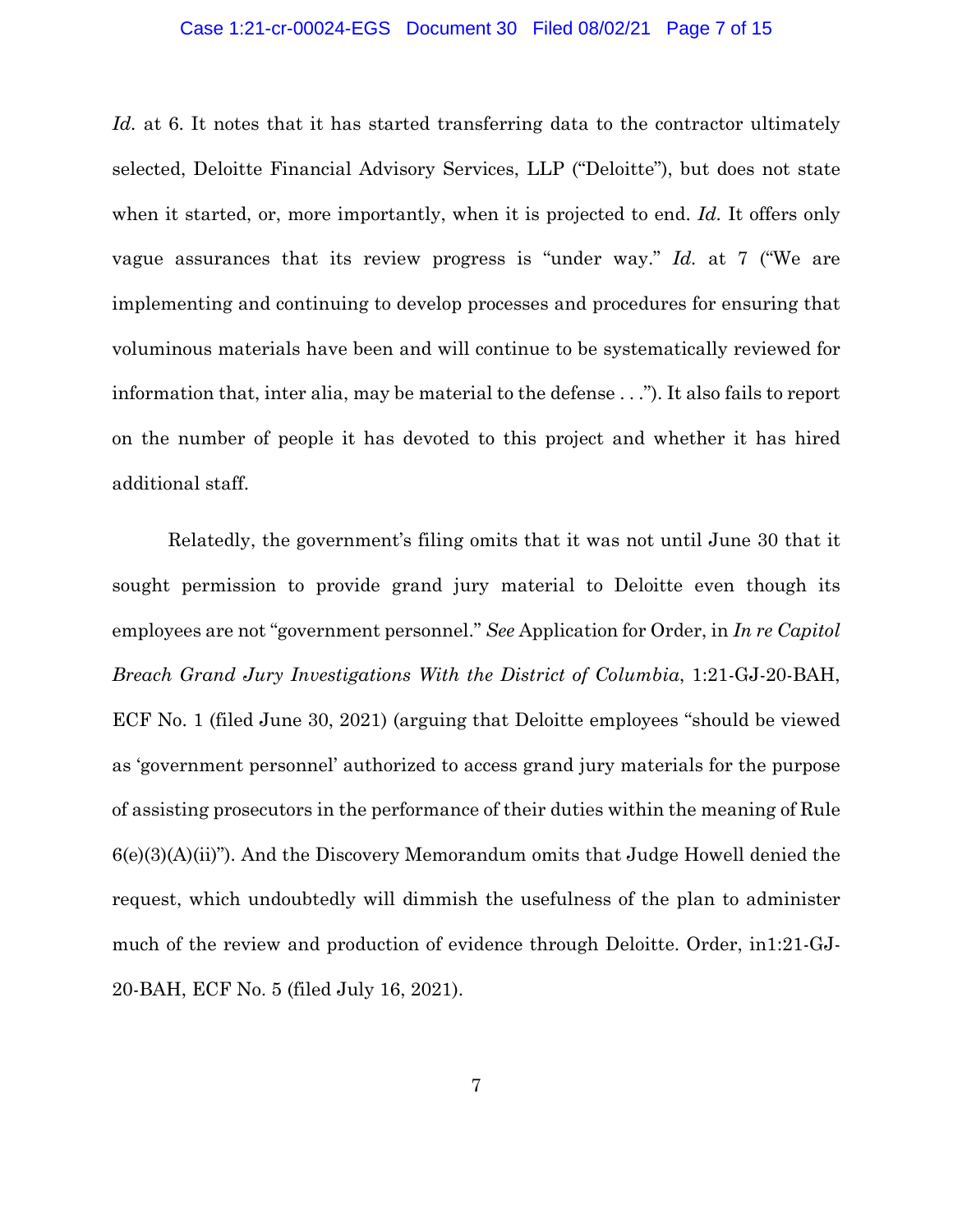*Id.* at 6. It notes that it has started transferring data to the contractor ultimately selected, Deloitte Financial Advisory Services, LLP ("Deloitte"), but does not state when it started, or, more importantly, when it is projected to end. *Id.* It offers only vague assurances that its review progress is "under way." *Id.* at 7 ("We are implementing and continuing to develop processes and procedures for ensuring that voluminous materials have been and will continue to be systematically reviewed for information that, inter alia, may be material to the defense . . ."). It also fails to report on the number of people it has devoted to this project and whether it has hired additional staff.

Relatedly, the government's filing omits that it was not until June 30 that it sought permission to provide grand jury material to Deloitte even though its employees are not "government personnel." *See* Application for Order, in *In re Capitol Breach Grand Jury Investigations With the District of Columbia*, 1:21-GJ-20-BAH, ECF No. 1 (filed June 30, 2021) (arguing that Deloitte employees "should be viewed as 'government personnel' authorized to access grand jury materials for the purpose of assisting prosecutors in the performance of their duties within the meaning of Rule 6(e)(3)(A)(ii)"). And the Discovery Memorandum omits that Judge Howell denied the request, which undoubtedly will dimmish the usefulness of the plan to administer much of the review and production of evidence through Deloitte. Order, in1:21-GJ-20-BAH, ECF No. 5 (filed July 16, 2021).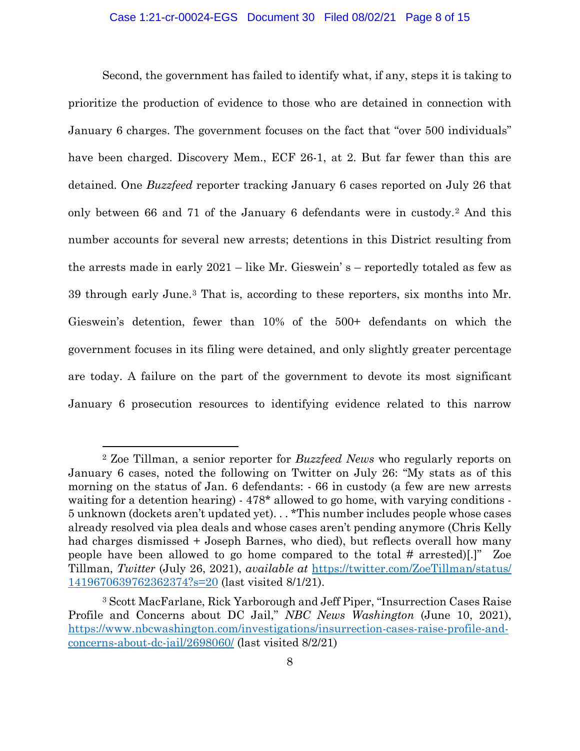Second, the government has failed to identify what, if any, steps it is taking to prioritize the production of evidence to those who are detained in connection with January 6 charges. The government focuses on the fact that "over 500 individuals" have been charged. Discovery Mem., ECF 26-1, at 2. But far fewer than this are detained. One *Buzzfeed* reporter tracking January 6 cases reported on July 26 that only between 66 and 71 of the January 6 defendants were in custody.[2] And this number accounts for several new arrests; detentions in this District resulting from the arrests made in early 2021 – like Mr. Gieswein' s – reportedly totaled as few as 39 through early June.[3] That is, according to these reporters, six months into Mr. Gieswein's detention, fewer than 10% of the 500+ defendants on which the government focuses in its filing were detained, and only slightly greater percentage are today. A failure on the part of the government to devote its most significant January 6 prosecution resources to identifying evidence related to this narrow

---

[2] Zoe Tillman, a senior reporter for *Buzzfeed News* who regularly reports on January 6 cases, noted the following on Twitter on July 26: "My stats as of this morning on the status of Jan. 6 defendants: - 66 in custody (a few are new arrests waiting for a detention hearing) - 478* allowed to go home, with varying conditions - 5 unknown (dockets aren't updated yet). . . *This number includes people whose cases already resolved via plea deals and whose cases aren't pending anymore (Chris Kelly had charges dismissed + Joseph Barnes, who died), but reflects overall how many people have been allowed to go home compared to the total # arrested)[.]" Zoe Tillman, *Twitter* (July 26, 2021), *available at* [https://twitter.com/ZoeTillman/status/1419670639762362374?s=20](https://twitter.com/ZoeTillman/status/1419670639762362374?s=20) (last visited 8/1/21).

[3] Scott MacFarlane, Rick Yarborough and Jeff Piper, "Insurrection Cases Raise Profile and Concerns about DC Jail," *NBC News Washington* (June 10, 2021), [https://www.nbcwashington.com/investigations/insurrection-cases-raise-profile-and-concerns-about-dc-jail/2698060/](https://www.nbcwashington.com/investigations/insurrection-cases-raise-profile-and-concerns-about-dc-jail/2698060/) (last visited 8/2/21)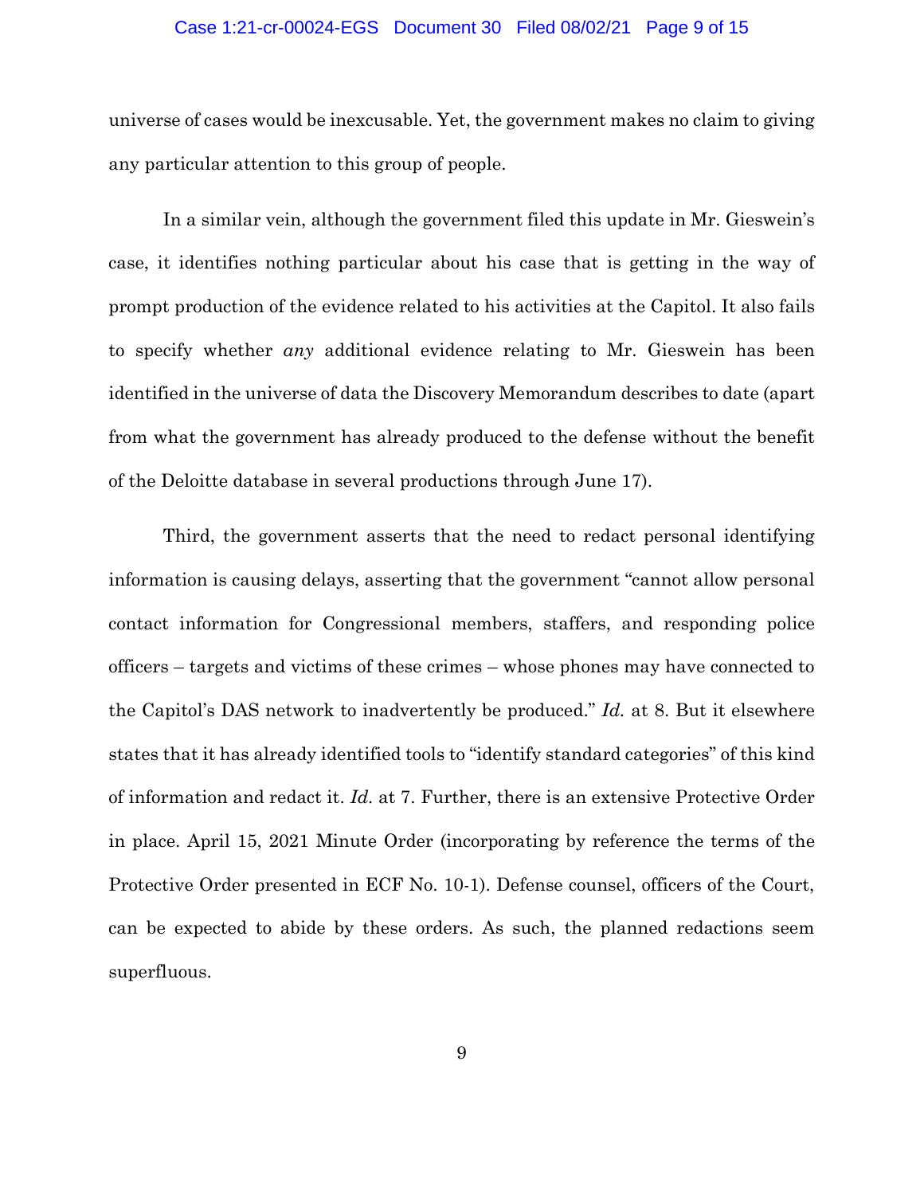universe of cases would be inexcusable. Yet, the government makes no claim to giving any particular attention to this group of people.

In a similar vein, although the government filed this update in Mr. Gieswein's case, it identifies nothing particular about his case that is getting in the way of prompt production of the evidence related to his activities at the Capitol. It also fails to specify whether *any* additional evidence relating to Mr. Gieswein has been identified in the universe of data the Discovery Memorandum describes to date (apart from what the government has already produced to the defense without the benefit of the Deloitte database in several productions through June 17).

Third, the government asserts that the need to redact personal identifying information is causing delays, asserting that the government "cannot allow personal contact information for Congressional members, staffers, and responding police officers – targets and victims of these crimes – whose phones may have connected to the Capitol's DAS network to inadvertently be produced." *Id.* at 8. But it elsewhere states that it has already identified tools to "identify standard categories" of this kind of information and redact it. *Id.* at 7. Further, there is an extensive Protective Order in place. April 15, 2021 Minute Order (incorporating by reference the terms of the Protective Order presented in ECF No. 10-1). Defense counsel, officers of the Court, can be expected to abide by these orders. As such, the planned redactions seem superfluous.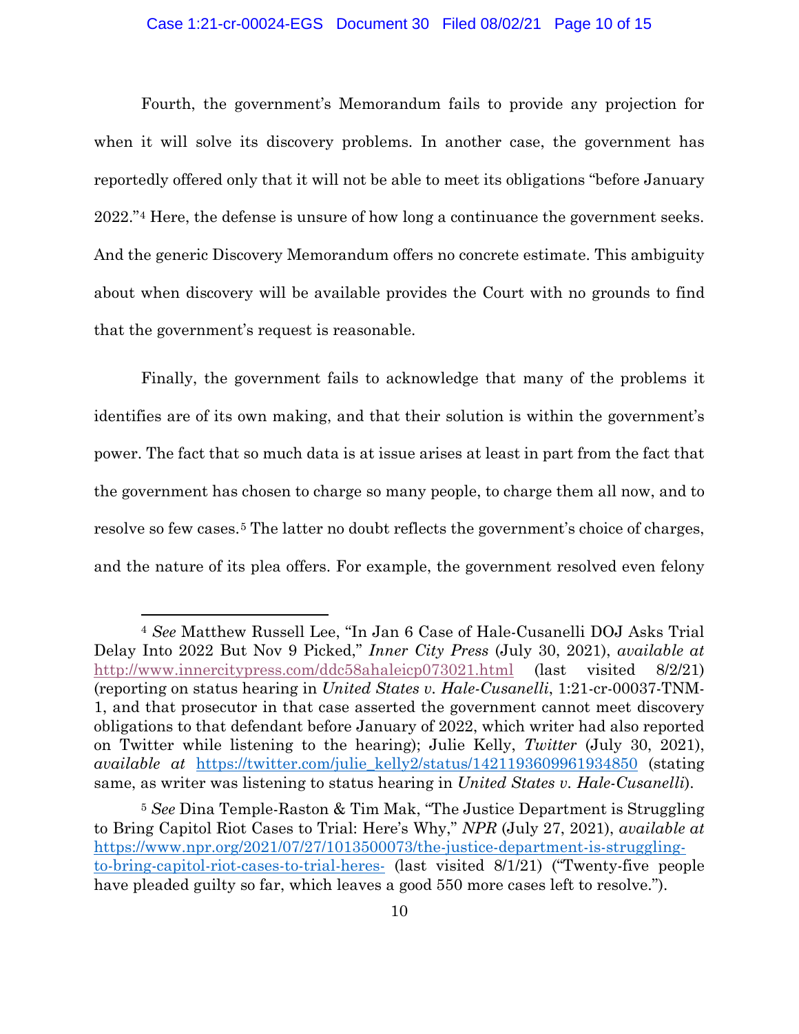Fourth, the government's Memorandum fails to provide any projection for when it will solve its discovery problems. In another case, the government has reportedly offered only that it will not be able to meet its obligations "before January 2022."[4] Here, the defense is unsure of how long a continuance the government seeks. And the generic Discovery Memorandum offers no concrete estimate. This ambiguity about when discovery will be available provides the Court with no grounds to find that the government's request is reasonable.

Finally, the government fails to acknowledge that many of the problems it identifies are of its own making, and that their solution is within the government's power. The fact that so much data is at issue arises at least in part from the fact that the government has chosen to charge so many people, to charge them all now, and to resolve so few cases.[5] The latter no doubt reflects the government's choice of charges, and the nature of its plea offers. For example, the government resolved even felony

---

[4] *See* Matthew Russell Lee, "In Jan 6 Case of Hale-Cusanelli DOJ Asks Trial Delay Into 2022 But Nov 9 Picked," *Inner City Press* (July 30, 2021), *available at* http://www.innercitypress.com/ddc58ahaleicp073021.html (last visited 8/2/21) (reporting on status hearing in *United States v. Hale-Cusanelli*, 1:21-cr-00037-TNM-1, and that prosecutor in that case asserted the government cannot meet discovery obligations to that defendant before January of 2022, which writer had also reported on Twitter while listening to the hearing); Julie Kelly, *Twitter* (July 30, 2021), *available at* https://twitter.com/julie_kelly2/status/1421193609961934850 (stating same, as writer was listening to status hearing in *United States v. Hale-Cusanelli*).

[5] *See* Dina Temple-Raston & Tim Mak, "The Justice Department is Struggling to Bring Capitol Riot Cases to Trial: Here's Why," *NPR* (July 27, 2021), *available at* https://www.npr.org/2021/07/27/1013500073/the-justice-department-is-struggling-to-bring-capitol-riot-cases-to-trial-heres- (last visited 8/1/21) ("Twenty-five people have pleaded guilty so far, which leaves a good 550 more cases left to resolve.").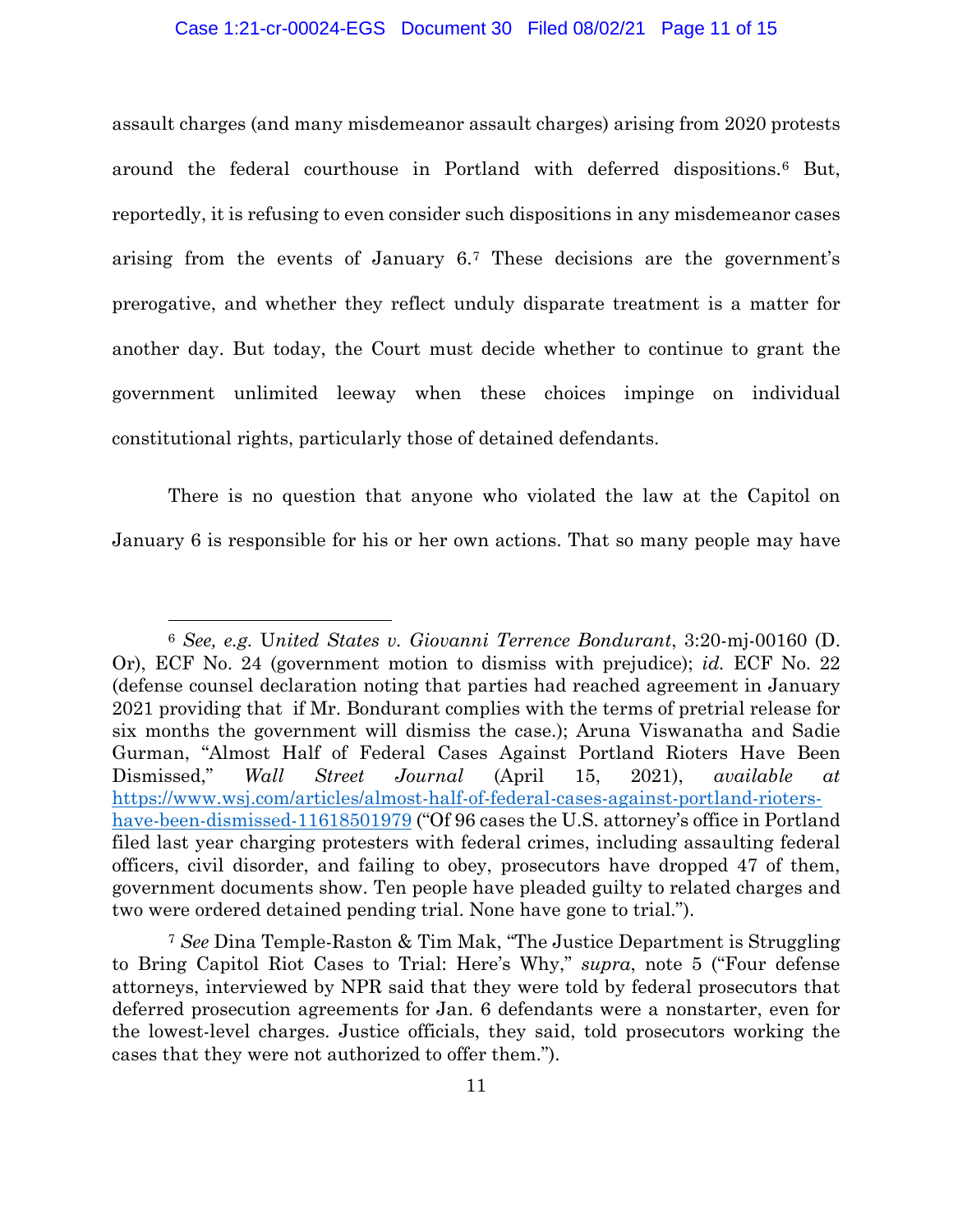assault charges (and many misdemeanor assault charges) arising from 2020 protests around the federal courthouse in Portland with deferred dispositions.[6] But, reportedly, it is refusing to even consider such dispositions in any misdemeanor cases arising from the events of January 6.[7] These decisions are the government's prerogative, and whether they reflect unduly disparate treatment is a matter for another day. But today, the Court must decide whether to continue to grant the government unlimited leeway when these choices impinge on individual constitutional rights, particularly those of detained defendants.

There is no question that anyone who violated the law at the Capitol on January 6 is responsible for his or her own actions. That so many people may have

---

[6] *See, e.g.* U*nited States v. Giovanni Terrence Bondurant*, 3:20-mj-00160 (D. Or), ECF No. 24 (government motion to dismiss with prejudice); *id.* ECF No. 22 (defense counsel declaration noting that parties had reached agreement in January 2021 providing that if Mr. Bondurant complies with the terms of pretrial release for six months the government will dismiss the case.); Aruna Viswanatha and Sadie Gurman, "Almost Half of Federal Cases Against Portland Rioters Have Been Dismissed," *Wall Street Journal* (April 15, 2021), *available at* https://www.wsj.com/articles/almost-half-of-federal-cases-against-portland-rioters-have-been-dismissed-11618501979 ("Of 96 cases the U.S. attorney's office in Portland filed last year charging protesters with federal crimes, including assaulting federal officers, civil disorder, and failing to obey, prosecutors have dropped 47 of them, government documents show. Ten people have pleaded guilty to related charges and two were ordered detained pending trial. None have gone to trial.").

[7] *See* Dina Temple-Raston & Tim Mak, "The Justice Department is Struggling to Bring Capitol Riot Cases to Trial: Here's Why," *supra*, note 5 ("Four defense attorneys, interviewed by NPR said that they were told by federal prosecutors that deferred prosecution agreements for Jan. 6 defendants were a nonstarter, even for the lowest-level charges. Justice officials, they said, told prosecutors working the cases that they were not authorized to offer them.").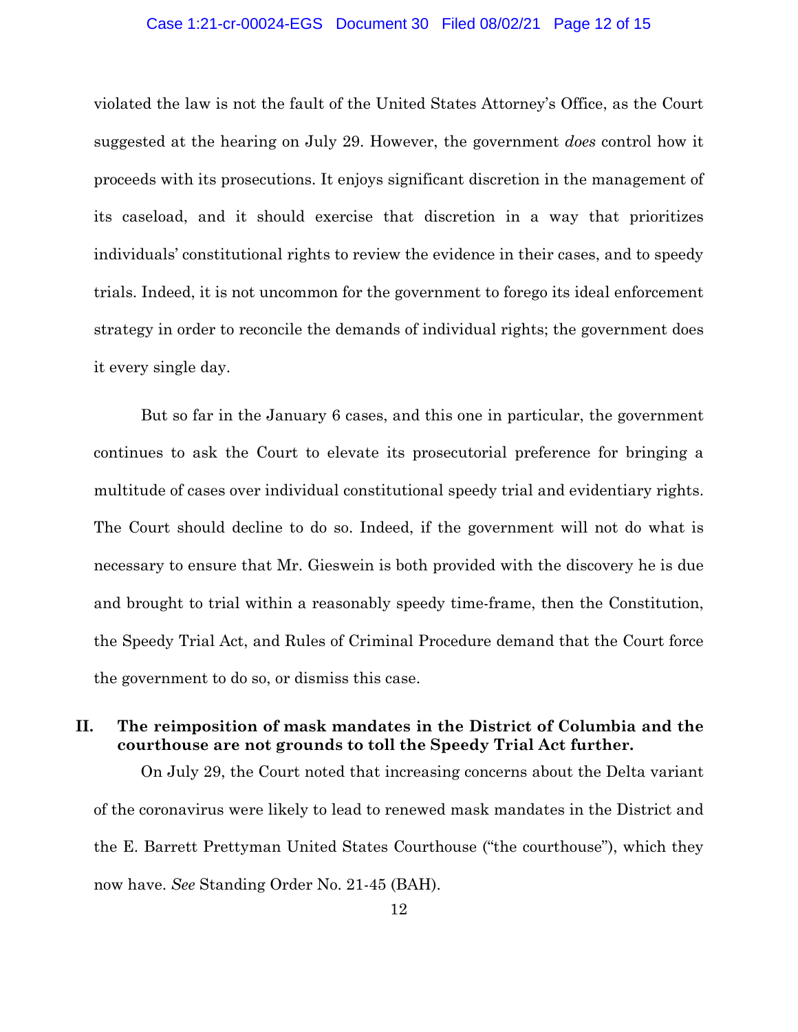violated the law is not the fault of the United States Attorney's Office, as the Court suggested at the hearing on July 29. However, the government *does* control how it proceeds with its prosecutions. It enjoys significant discretion in the management of its caseload, and it should exercise that discretion in a way that prioritizes individuals' constitutional rights to review the evidence in their cases, and to speedy trials. Indeed, it is not uncommon for the government to forego its ideal enforcement strategy in order to reconcile the demands of individual rights; the government does it every single day.

But so far in the January 6 cases, and this one in particular, the government continues to ask the Court to elevate its prosecutorial preference for bringing a multitude of cases over individual constitutional speedy trial and evidentiary rights. The Court should decline to do so. Indeed, if the government will not do what is necessary to ensure that Mr. Gieswein is both provided with the discovery he is due and brought to trial within a reasonably speedy time-frame, then the Constitution, the Speedy Trial Act, and Rules of Criminal Procedure demand that the Court force the government to do so, or dismiss this case.

## II. The reimposition of mask mandates in the District of Columbia and the courthouse are not grounds to toll the Speedy Trial Act further.

On July 29, the Court noted that increasing concerns about the Delta variant of the coronavirus were likely to lead to renewed mask mandates in the District and the E. Barrett Prettyman United States Courthouse ("the courthouse"), which they now have. *See* Standing Order No. 21-45 (BAH).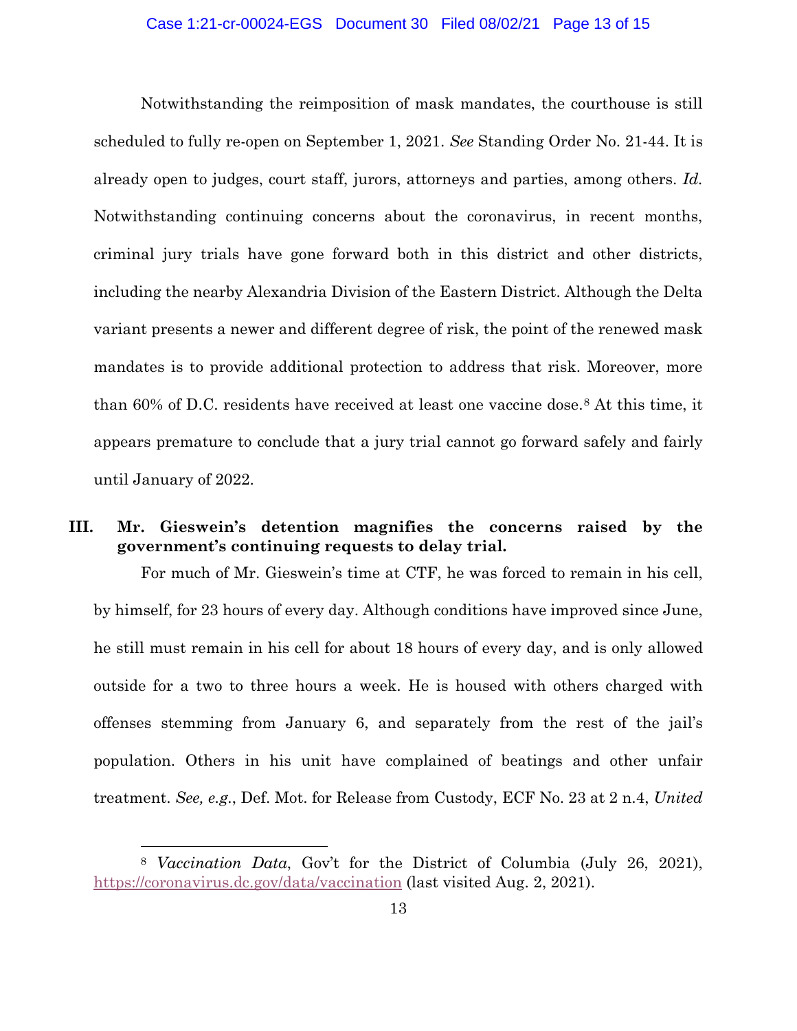Notwithstanding the reimposition of mask mandates, the courthouse is still scheduled to fully re-open on September 1, 2021. *See* Standing Order No. 21-44. It is already open to judges, court staff, jurors, attorneys and parties, among others. *Id.* Notwithstanding continuing concerns about the coronavirus, in recent months, criminal jury trials have gone forward both in this district and other districts, including the nearby Alexandria Division of the Eastern District. Although the Delta variant presents a newer and different degree of risk, the point of the renewed mask mandates is to provide additional protection to address that risk. Moreover, more than 60% of D.C. residents have received at least one vaccine dose.[8] At this time, it appears premature to conclude that a jury trial cannot go forward safely and fairly until January of 2022.

## III. Mr. Gieswein's detention magnifies the concerns raised by the government's continuing requests to delay trial.

For much of Mr. Gieswein's time at CTF, he was forced to remain in his cell, by himself, for 23 hours of every day. Although conditions have improved since June, he still must remain in his cell for about 18 hours of every day, and is only allowed outside for a two to three hours a week. He is housed with others charged with offenses stemming from January 6, and separately from the rest of the jail's population. Others in his unit have complained of beatings and other unfair treatment. *See, e.g.*, Def. Mot. for Release from Custody, ECF No. 23 at 2 n.4, *United*

---

[8] *Vaccination Data*, Gov't for the District of Columbia (July 26, 2021), https://coronavirus.dc.gov/data/vaccination (last visited Aug. 2, 2021).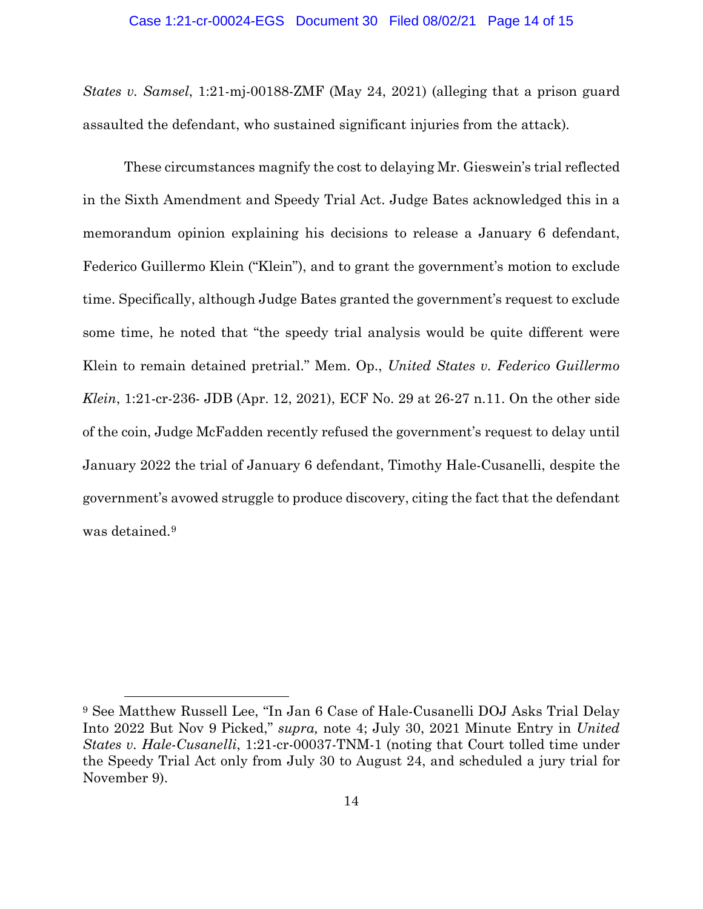*States v. Samsel*, 1:21-mj-00188-ZMF (May 24, 2021) (alleging that a prison guard assaulted the defendant, who sustained significant injuries from the attack).

These circumstances magnify the cost to delaying Mr. Gieswein's trial reflected in the Sixth Amendment and Speedy Trial Act. Judge Bates acknowledged this in a memorandum opinion explaining his decisions to release a January 6 defendant, Federico Guillermo Klein ("Klein"), and to grant the government's motion to exclude time. Specifically, although Judge Bates granted the government's request to exclude some time, he noted that "the speedy trial analysis would be quite different were Klein to remain detained pretrial." Mem. Op., *United States v. Federico Guillermo Klein*, 1:21-cr-236- JDB (Apr. 12, 2021), ECF No. 29 at 26-27 n.11. On the other side of the coin, Judge McFadden recently refused the government's request to delay until January 2022 the trial of January 6 defendant, Timothy Hale-Cusanelli, despite the government's avowed struggle to produce discovery, citing the fact that the defendant was detained.[9]

---

[9] See Matthew Russell Lee, "In Jan 6 Case of Hale-Cusanelli DOJ Asks Trial Delay Into 2022 But Nov 9 Picked," *supra,* note 4; July 30, 2021 Minute Entry in *United States v. Hale-Cusanelli*, 1:21-cr-00037-TNM-1 (noting that Court tolled time under the Speedy Trial Act only from July 30 to August 24, and scheduled a jury trial for November 9).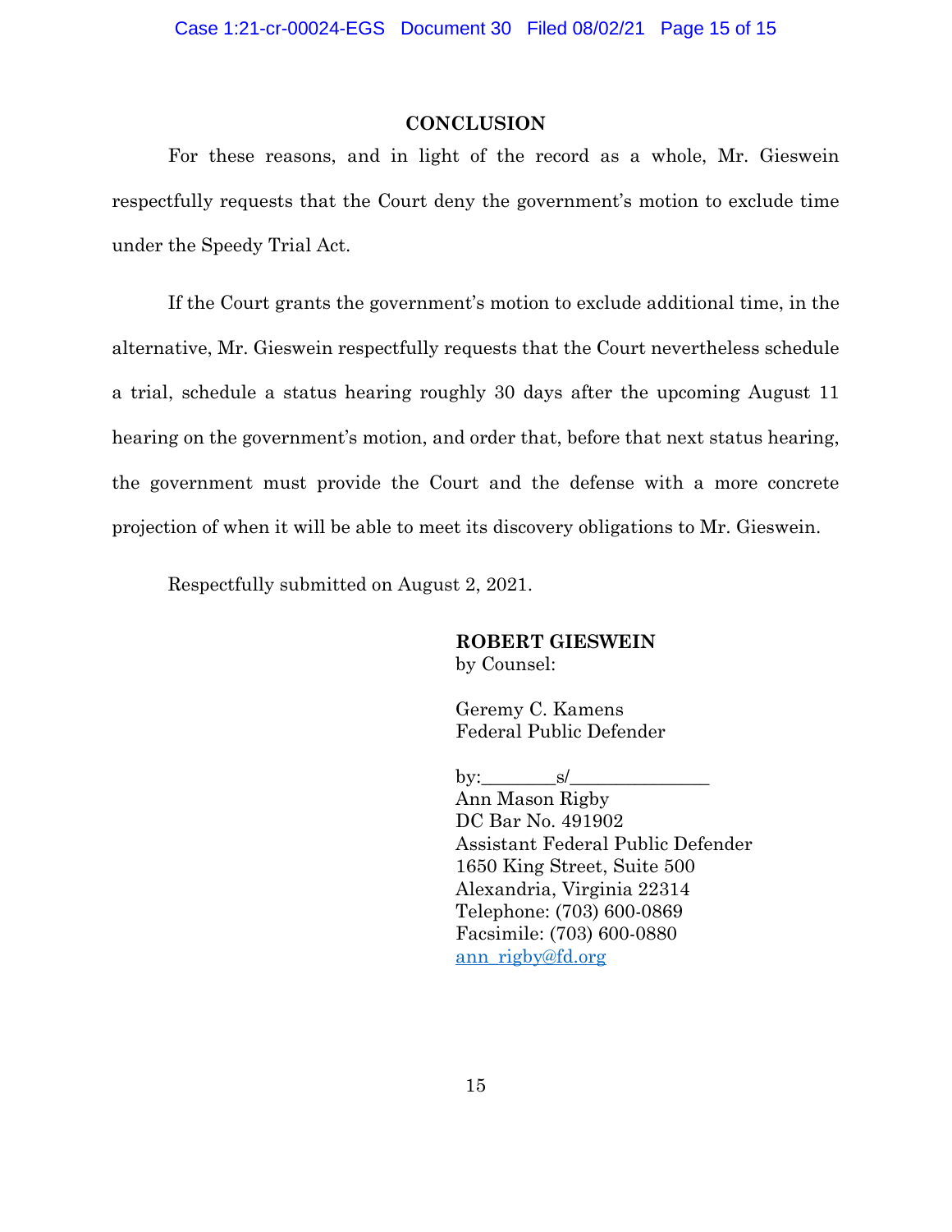## CONCLUSION

For these reasons, and in light of the record as a whole, Mr. Gieswein respectfully requests that the Court deny the government's motion to exclude time under the Speedy Trial Act.

If the Court grants the government's motion to exclude additional time, in the alternative, Mr. Gieswein respectfully requests that the Court nevertheless schedule a trial, schedule a status hearing roughly 30 days after the upcoming August 11 hearing on the government's motion, and order that, before that next status hearing, the government must provide the Court and the defense with a more concrete projection of when it will be able to meet its discovery obligations to Mr. Gieswein.

Respectfully submitted on August 2, 2021.

**ROBERT GIESWEIN**
by Counsel:

Geremy C. Kamens
Federal Public Defender

by:________s/______________
Ann Mason Rigby
DC Bar No. 491902
Assistant Federal Public Defender
1650 King Street, Suite 500
Alexandria, Virginia 22314
Telephone: (703) 600-0869
Facsimile: (703) 600-0880
ann_rigby@fd.org